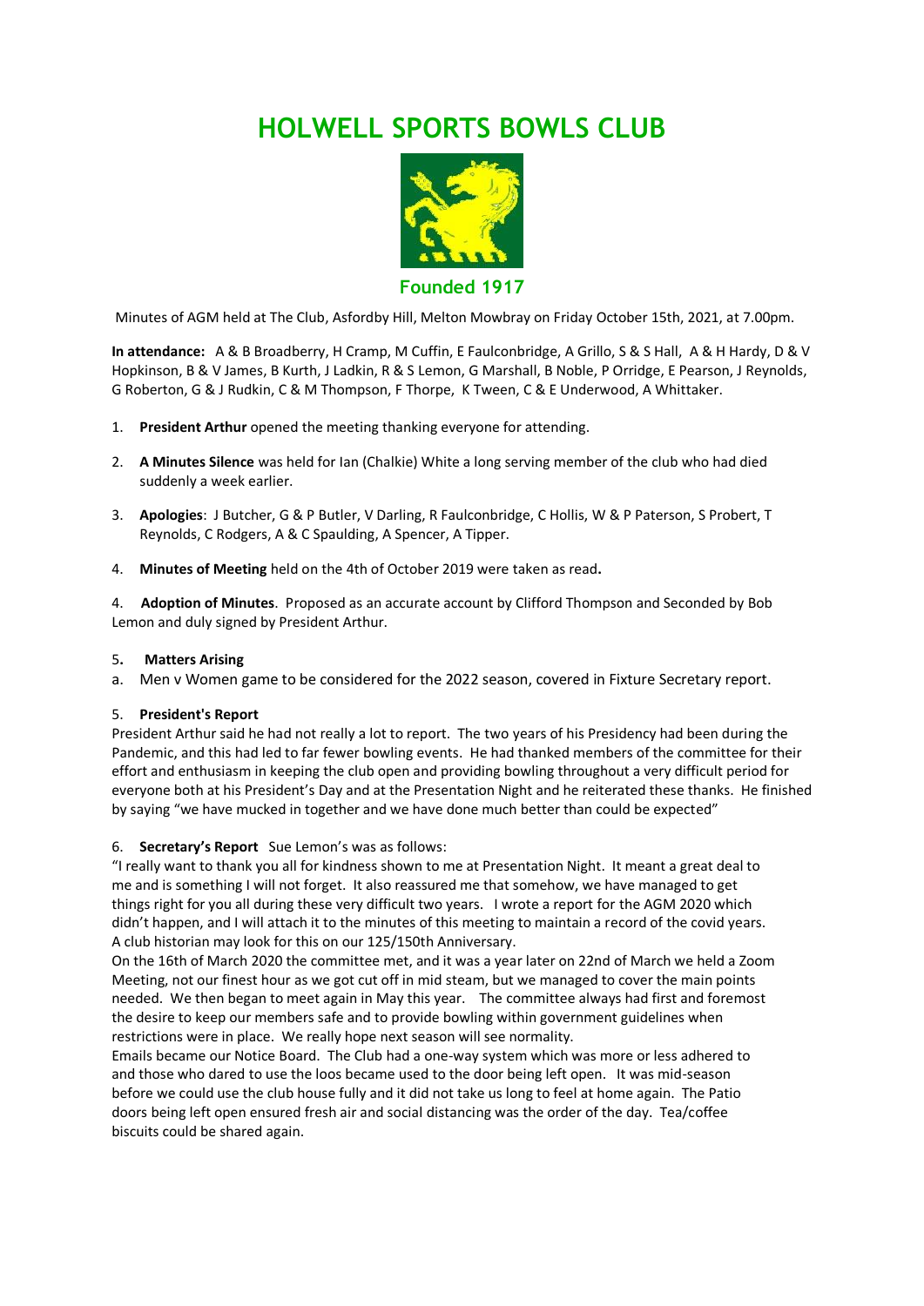# HOLWELL SPORTS BOWLS CLUB

**Founded 1917**

Minutes of AGM held at The Club, Asfordby Hill, Melton Mowbray on Friday October 15th, 2021, at 7.00pm.

**In attendance:** A & B Broadberry, H Cramp, M Cuffin, E Faulconbridge, A Grillo, S & S Hall, A & H Hardy, D & V Hopkinson, B & V James, B Kurth, J Ladkin, R & S Lemon, G Marshall, B Noble, P Orridge, E Pearson, J Reynolds, G Roberton, G & J Rudkin, C & M Thompson, F Thorpe, K Tween, C & E Underwood, A Whittaker.

1. **President Arthur** opened the meeting thanking everyone for attending.

2. **A Minutes Silence** was held for Ian (Chalkie) White a long serving member of the club who had died suddenly a week earlier.

3. **Apologies**: J Butcher, G & P Butler, V Darling, R Faulconbridge, C Hollis, W & P Paterson, S Probert, T Reynolds, C Rodgers, A & C Spaulding, A Spencer, A Tipper.

4. **Minutes of Meeting** held on the 4th of October 2019 were taken as read**.**

4. **Adoption of Minutes**. Proposed as an accurate account by Clifford Thompson and Seconded by Bob Lemon and duly signed by President Arthur.

5**. Matters Arising**

a. Men v Women game to be considered for the 2022 season, covered in Fixture Secretary report.

5. **President's Report**

President Arthur said he had not really a lot to report. The two years of his Presidency had been during the Pandemic, and this had led to far fewer bowling events. He had thanked members of the committee for their effort and enthusiasm in keeping the club open and providing bowling throughout a very difficult period for everyone both at his President's Day and at the Presentation Night and he reiterated these thanks. He finished by saying "we have mucked in together and we have done much better than could be expected"

6. **Secretary's Report** Sue Lemon's was as follows:

"I really want to thank you all for kindness shown to me at Presentation Night. It meant a great deal to me and is something I will not forget. It also reassured me that somehow, we have managed to get things right for you all during these very difficult two years. I wrote a report for the AGM 2020 which didn't happen, and I will attach it to the minutes of this meeting to maintain a record of the covid years. A club historian may look for this on our 125/150th Anniversary.

On the 16th of March 2020 the committee met, and it was a year later on 22nd of March we held a Zoom Meeting, not our finest hour as we got cut off in mid steam, but we managed to cover the main points needed. We then began to meet again in May this year. The committee always had first and foremost the desire to keep our members safe and to provide bowling within government guidelines when restrictions were in place. We really hope next season will see normality.

Emails became our Notice Board. The Club had a one-way system which was more or less adhered to and those who dared to use the loos became used to the door being left open. It was mid-season before we could use the club house fully and it did not take us long to feel at home again. The Patio doors being left open ensured fresh air and social distancing was the order of the day. Tea/coffee biscuits could be shared again.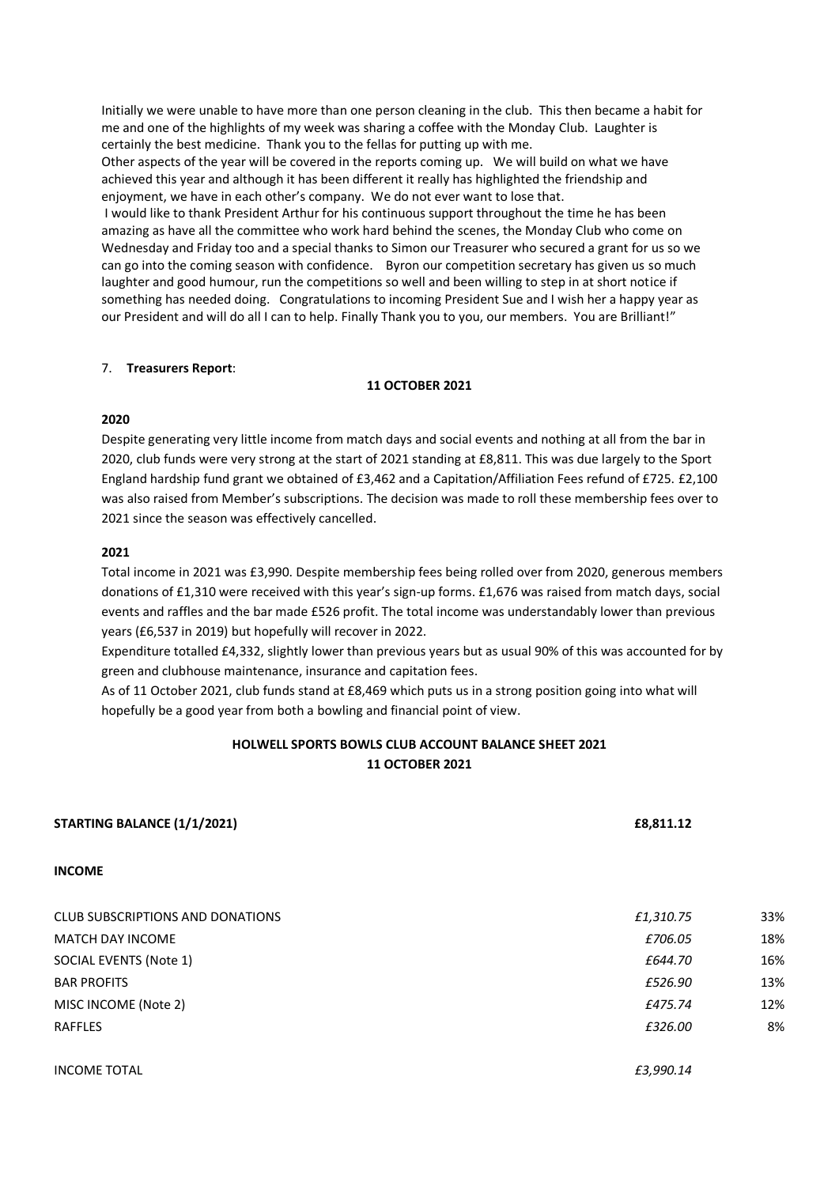Initially we were unable to have more than one person cleaning in the club. This then became a habit for me and one of the highlights of my week was sharing a coffee with the Monday Club. Laughter is certainly the best medicine. Thank you to the fellas for putting up with me.

Other aspects of the year will be covered in the reports coming up. We will build on what we have achieved this year and although it has been different it really has highlighted the friendship and enjoyment, we have in each other's company. We do not ever want to lose that.

I would like to thank President Arthur for his continuous support throughout the time he has been amazing as have all the committee who work hard behind the scenes, the Monday Club who come on Wednesday and Friday too and a special thanks to Simon our Treasurer who secured a grant for us so we can go into the coming season with confidence. Byron our competition secretary has given us so much laughter and good humour, run the competitions so well and been willing to step in at short notice if something has needed doing. Congratulations to incoming President Sue and I wish her a happy year as our President and will do all I can to help. Finally Thank you to you, our members. You are Brilliant!"

7. **Treasurers Report**:

**11 OCTOBER 2021**

**2020**

Despite generating very little income from match days and social events and nothing at all from the bar in 2020, club funds were very strong at the start of 2021 standing at £8,811. This was due largely to the Sport England hardship fund grant we obtained of £3,462 and a Capitation/Affiliation Fees refund of £725. £2,100 was also raised from Member's subscriptions. The decision was made to roll these membership fees over to 2021 since the season was effectively cancelled.

**2021**

Total income in 2021 was £3,990. Despite membership fees being rolled over from 2020, generous members donations of £1,310 were received with this year's sign-up forms. £1,676 was raised from match days, social events and raffles and the bar made £526 profit. The total income was understandably lower than previous years (£6,537 in 2019) but hopefully will recover in 2022.

Expenditure totalled £4,332, slightly lower than previous years but as usual 90% of this was accounted for by green and clubhouse maintenance, insurance and capitation fees.

As of 11 October 2021, club funds stand at £8,469 which puts us in a strong position going into what will hopefully be a good year from both a bowling and financial point of view.

**HOLWELL SPORTS BOWLS CLUB ACCOUNT BALANCE SHEET 2021**
**11 OCTOBER 2021**

| | | |
|---|---|---|
| **STARTING BALANCE (1/1/2021)** | **£8,811.12** | |
| **INCOME** | | |
| CLUB SUBSCRIPTIONS AND DONATIONS | *£1,310.75* | 33% |
| MATCH DAY INCOME | *£706.05* | 18% |
| SOCIAL EVENTS (Note 1) | *£644.70* | 16% |
| BAR PROFITS | *£526.90* | 13% |
| MISC INCOME (Note 2) | *£475.74* | 12% |
| RAFFLES | *£326.00* | 8% |
| INCOME TOTAL | *£3,990.14* | |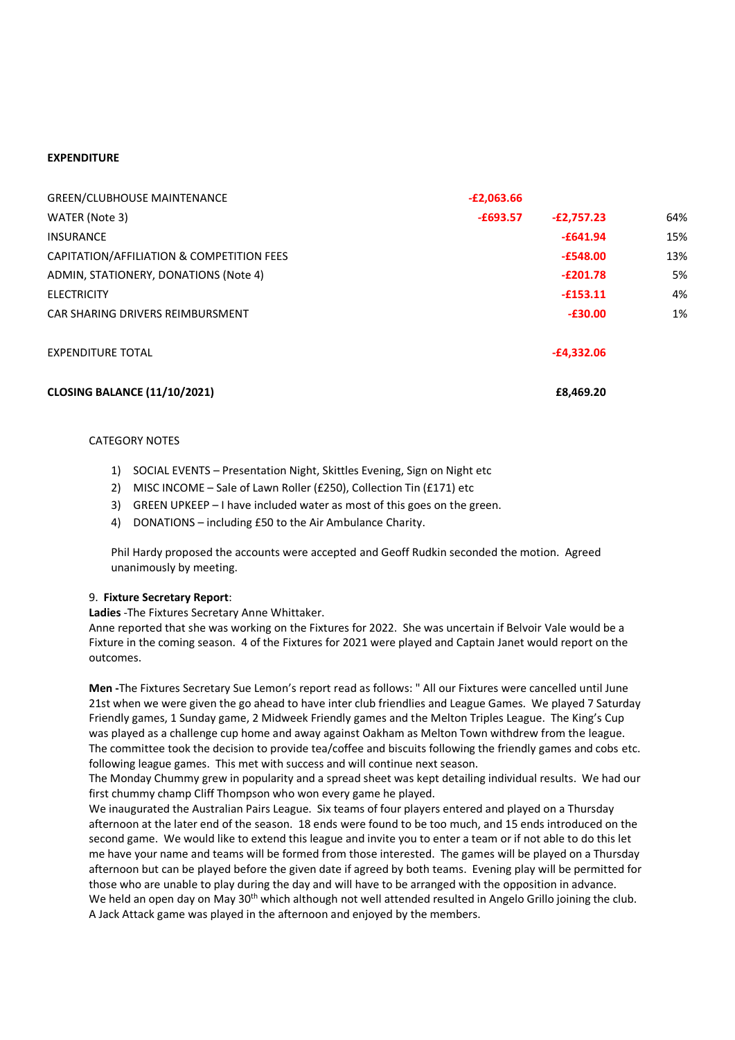**EXPENDITURE**

| | | | |
|---|---|---|---|
| GREEN/CLUBHOUSE MAINTENANCE | -£2,063.66 | | |
| WATER (Note 3) | -£693.57 | -£2,757.23 | 64% |
| INSURANCE | | -£641.94 | 15% |
| CAPITATION/AFFILIATION & COMPETITION FEES | | -£548.00 | 13% |
| ADMIN, STATIONERY, DONATIONS (Note 4) | | -£201.78 | 5% |
| ELECTRICITY | | -£153.11 | 4% |
| CAR SHARING DRIVERS REIMBURSMENT | | -£30.00 | 1% |
| EXPENDITURE TOTAL | | -£4,332.06 | |
| **CLOSING BALANCE (11/10/2021)** | | **£8,469.20** | |

CATEGORY NOTES

1) SOCIAL EVENTS – Presentation Night, Skittles Evening, Sign on Night etc
2) MISC INCOME – Sale of Lawn Roller (£250), Collection Tin (£171) etc
3) GREEN UPKEEP – I have included water as most of this goes on the green.
4) DONATIONS – including £50 to the Air Ambulance Charity.

Phil Hardy proposed the accounts were accepted and Geoff Rudkin seconded the motion. Agreed unanimously by meeting.

9. **Fixture Secretary Report**:

**Ladies** -The Fixtures Secretary Anne Whittaker.

Anne reported that she was working on the Fixtures for 2022. She was uncertain if Belvoir Vale would be a Fixture in the coming season. 4 of the Fixtures for 2021 were played and Captain Janet would report on the outcomes.

**Men -**The Fixtures Secretary Sue Lemon's report read as follows: " All our Fixtures were cancelled until June 21st when we were given the go ahead to have inter club friendlies and League Games. We played 7 Saturday Friendly games, 1 Sunday game, 2 Midweek Friendly games and the Melton Triples League. The King's Cup was played as a challenge cup home and away against Oakham as Melton Town withdrew from the league. The committee took the decision to provide tea/coffee and biscuits following the friendly games and cobs etc. following league games. This met with success and will continue next season.

The Monday Chummy grew in popularity and a spread sheet was kept detailing individual results. We had our first chummy champ Cliff Thompson who won every game he played.

We inaugurated the Australian Pairs League. Six teams of four players entered and played on a Thursday afternoon at the later end of the season. 18 ends were found to be too much, and 15 ends introduced on the second game. We would like to extend this league and invite you to enter a team or if not able to do this let me have your name and teams will be formed from those interested. The games will be played on a Thursday afternoon but can be played before the given date if agreed by both teams. Evening play will be permitted for those who are unable to play during the day and will have to be arranged with the opposition in advance.

We held an open day on May 30th which although not well attended resulted in Angelo Grillo joining the club. A Jack Attack game was played in the afternoon and enjoyed by the members.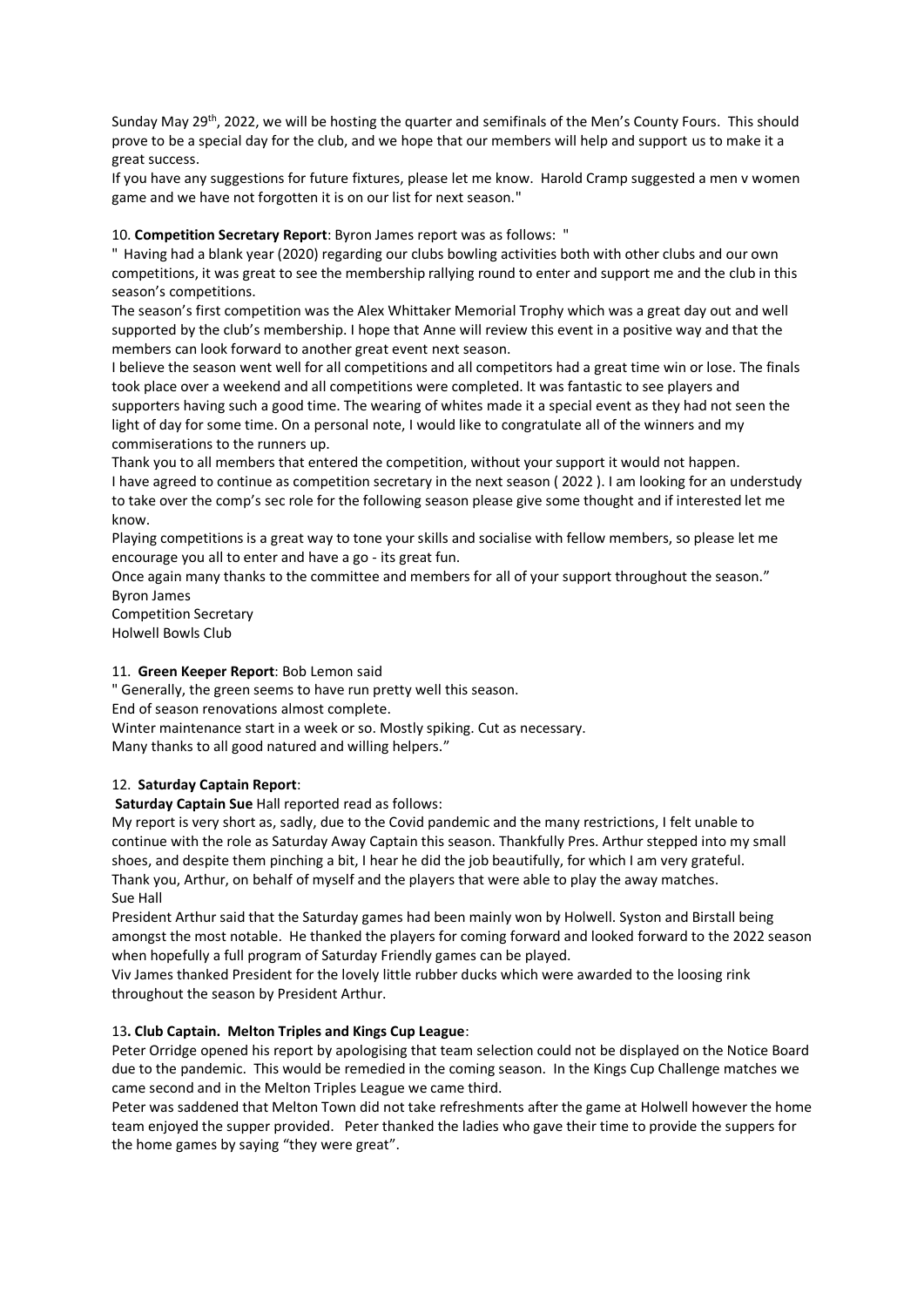Sunday May 29th, 2022, we will be hosting the quarter and semifinals of the Men's County Fours. This should prove to be a special day for the club, and we hope that our members will help and support us to make it a great success.

If you have any suggestions for future fixtures, please let me know. Harold Cramp suggested a men v women game and we have not forgotten it is on our list for next season."

10. **Competition Secretary Report**: Byron James report was as follows: "

" Having had a blank year (2020) regarding our clubs bowling activities both with other clubs and our own competitions, it was great to see the membership rallying round to enter and support me and the club in this season's competitions.

The season's first competition was the Alex Whittaker Memorial Trophy which was a great day out and well supported by the club's membership. I hope that Anne will review this event in a positive way and that the members can look forward to another great event next season.

I believe the season went well for all competitions and all competitors had a great time win or lose. The finals took place over a weekend and all competitions were completed. It was fantastic to see players and supporters having such a good time. The wearing of whites made it a special event as they had not seen the light of day for some time. On a personal note, I would like to congratulate all of the winners and my commiserations to the runners up.

Thank you to all members that entered the competition, without your support it would not happen.

I have agreed to continue as competition secretary in the next season ( 2022 ). I am looking for an understudy to take over the comp's sec role for the following season please give some thought and if interested let me know.

Playing competitions is a great way to tone your skills and socialise with fellow members, so please let me encourage you all to enter and have a go - its great fun.

Once again many thanks to the committee and members for all of your support throughout the season."

Byron James
Competition Secretary
Holwell Bowls Club

11. **Green Keeper Report**: Bob Lemon said

" Generally, the green seems to have run pretty well this season.
End of season renovations almost complete.
Winter maintenance start in a week or so. Mostly spiking. Cut as necessary.
Many thanks to all good natured and willing helpers."

12. **Saturday Captain Report**:

**Saturday Captain Sue** Hall reported read as follows:

My report is very short as, sadly, due to the Covid pandemic and the many restrictions, I felt unable to continue with the role as Saturday Away Captain this season. Thankfully Pres. Arthur stepped into my small shoes, and despite them pinching a bit, I hear he did the job beautifully, for which I am very grateful. Thank you, Arthur, on behalf of myself and the players that were able to play the away matches.

Sue Hall

President Arthur said that the Saturday games had been mainly won by Holwell. Syston and Birstall being amongst the most notable. He thanked the players for coming forward and looked forward to the 2022 season when hopefully a full program of Saturday Friendly games can be played.

Viv James thanked President for the lovely little rubber ducks which were awarded to the loosing rink throughout the season by President Arthur.

13**. Club Captain. Melton Triples and Kings Cup League**:

Peter Orridge opened his report by apologising that team selection could not be displayed on the Notice Board due to the pandemic. This would be remedied in the coming season. In the Kings Cup Challenge matches we came second and in the Melton Triples League we came third.

Peter was saddened that Melton Town did not take refreshments after the game at Holwell however the home team enjoyed the supper provided. Peter thanked the ladies who gave their time to provide the suppers for the home games by saying "they were great".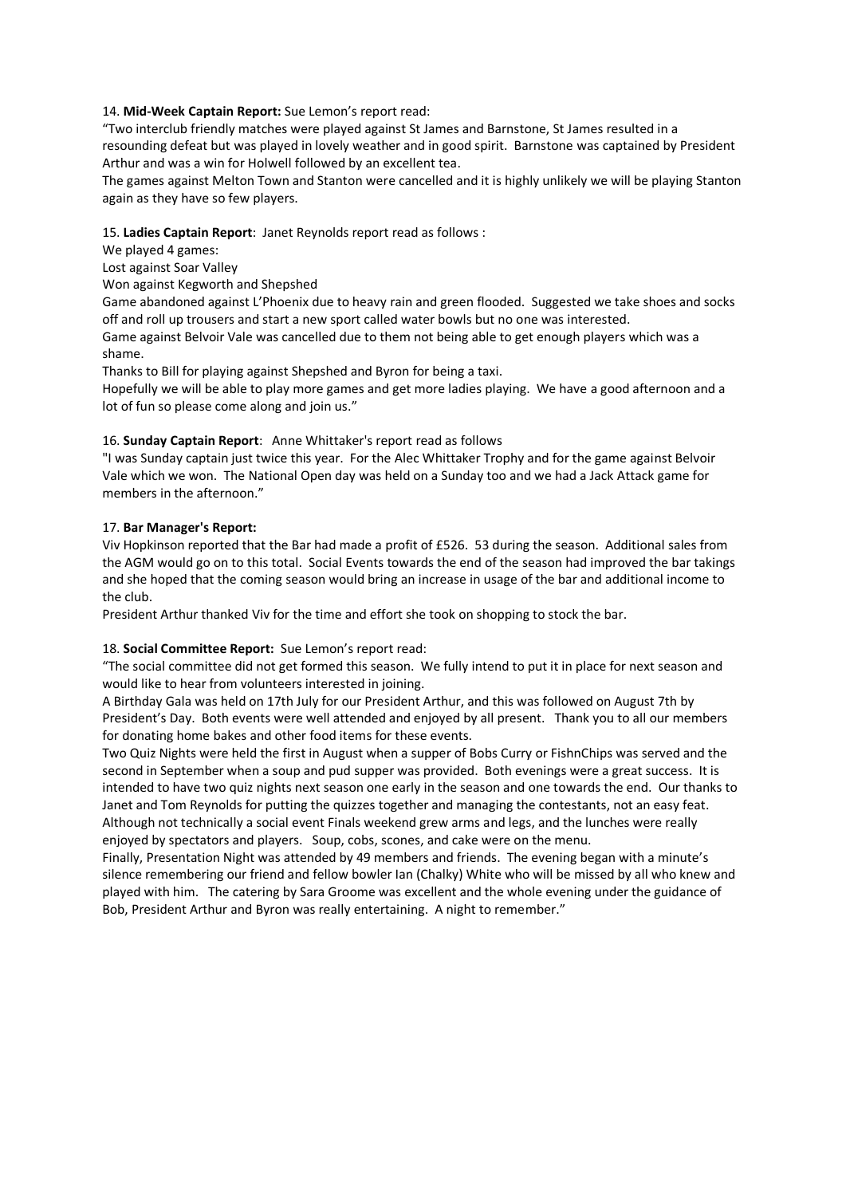14. **Mid-Week Captain Report:** Sue Lemon's report read:

"Two interclub friendly matches were played against St James and Barnstone, St James resulted in a resounding defeat but was played in lovely weather and in good spirit. Barnstone was captained by President Arthur and was a win for Holwell followed by an excellent tea.

The games against Melton Town and Stanton were cancelled and it is highly unlikely we will be playing Stanton again as they have so few players.

15. **Ladies Captain Report**: Janet Reynolds report read as follows :

We played 4 games:

Lost against Soar Valley

Won against Kegworth and Shepshed

Game abandoned against L'Phoenix due to heavy rain and green flooded. Suggested we take shoes and socks off and roll up trousers and start a new sport called water bowls but no one was interested.

Game against Belvoir Vale was cancelled due to them not being able to get enough players which was a shame.

Thanks to Bill for playing against Shepshed and Byron for being a taxi.

Hopefully we will be able to play more games and get more ladies playing. We have a good afternoon and a lot of fun so please come along and join us."

16. **Sunday Captain Report**: Anne Whittaker's report read as follows

"I was Sunday captain just twice this year. For the Alec Whittaker Trophy and for the game against Belvoir Vale which we won. The National Open day was held on a Sunday too and we had a Jack Attack game for members in the afternoon."

17. **Bar Manager's Report:**

Viv Hopkinson reported that the Bar had made a profit of £526. 53 during the season. Additional sales from the AGM would go on to this total. Social Events towards the end of the season had improved the bar takings and she hoped that the coming season would bring an increase in usage of the bar and additional income to the club.

President Arthur thanked Viv for the time and effort she took on shopping to stock the bar.

18. **Social Committee Report:** Sue Lemon's report read:

"The social committee did not get formed this season. We fully intend to put it in place for next season and would like to hear from volunteers interested in joining.

A Birthday Gala was held on 17th July for our President Arthur, and this was followed on August 7th by President's Day. Both events were well attended and enjoyed by all present. Thank you to all our members for donating home bakes and other food items for these events.

Two Quiz Nights were held the first in August when a supper of Bobs Curry or FishnChips was served and the second in September when a soup and pud supper was provided. Both evenings were a great success. It is intended to have two quiz nights next season one early in the season and one towards the end. Our thanks to Janet and Tom Reynolds for putting the quizzes together and managing the contestants, not an easy feat.

Although not technically a social event Finals weekend grew arms and legs, and the lunches were really enjoyed by spectators and players. Soup, cobs, scones, and cake were on the menu.

Finally, Presentation Night was attended by 49 members and friends. The evening began with a minute's silence remembering our friend and fellow bowler Ian (Chalky) White who will be missed by all who knew and played with him. The catering by Sara Groome was excellent and the whole evening under the guidance of Bob, President Arthur and Byron was really entertaining. A night to remember."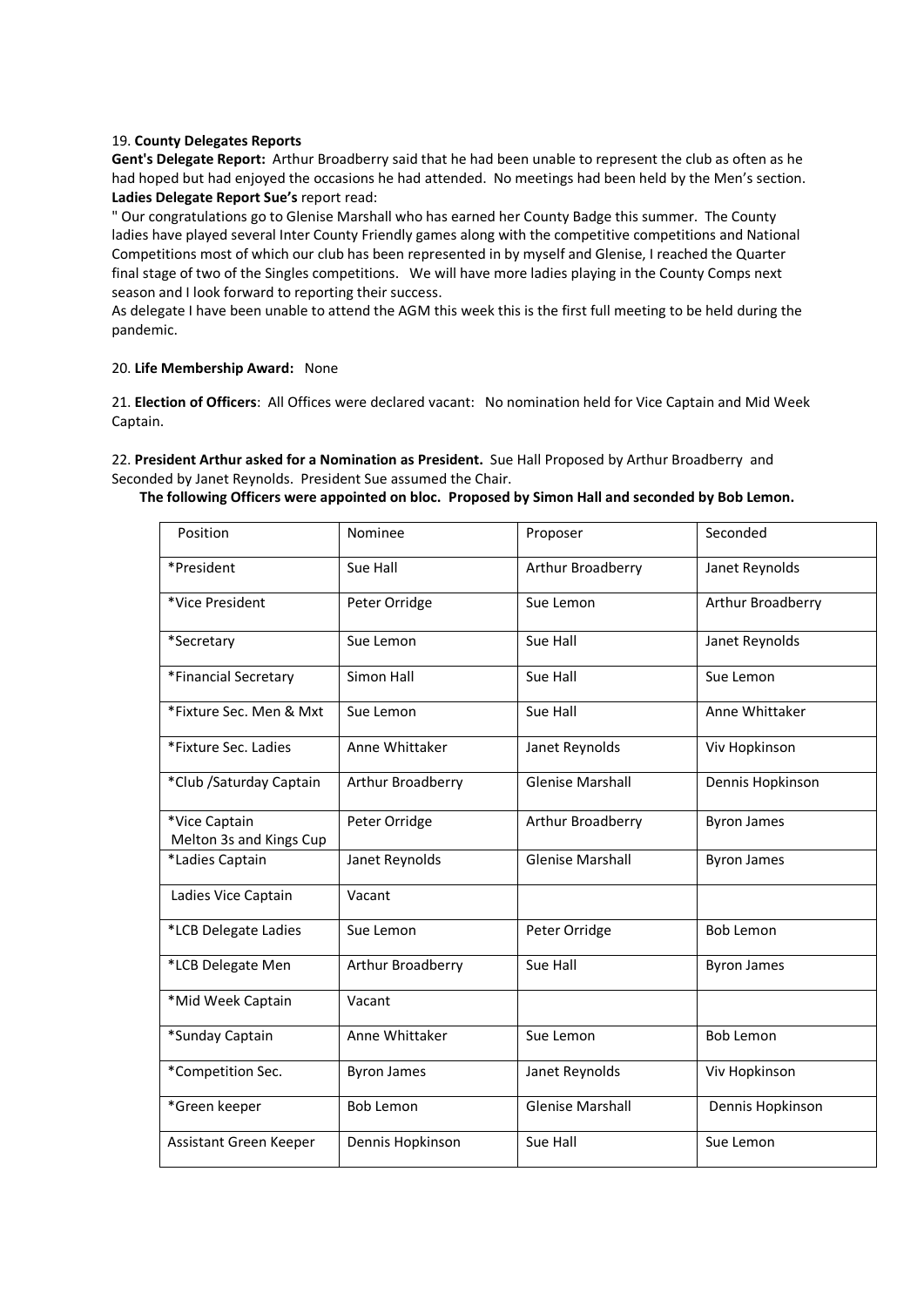19. **County Delegates Reports**

**Gent's Delegate Report:** Arthur Broadberry said that he had been unable to represent the club as often as he had hoped but had enjoyed the occasions he had attended. No meetings had been held by the Men's section.

**Ladies Delegate Report Sue's** report read:

" Our congratulations go to Glenise Marshall who has earned her County Badge this summer. The County ladies have played several Inter County Friendly games along with the competitive competitions and National Competitions most of which our club has been represented in by myself and Glenise, I reached the Quarter final stage of two of the Singles competitions. We will have more ladies playing in the County Comps next season and I look forward to reporting their success.

As delegate I have been unable to attend the AGM this week this is the first full meeting to be held during the pandemic.

20. **Life Membership Award:** None

21. **Election of Officers**: All Offices were declared vacant: No nomination held for Vice Captain and Mid Week Captain.

22. **President Arthur asked for a Nomination as President.** Sue Hall Proposed by Arthur Broadberry and Seconded by Janet Reynolds. President Sue assumed the Chair.

**The following Officers were appointed on bloc. Proposed by Simon Hall and seconded by Bob Lemon.**

| Position | Nominee | Proposer | Seconded |
|---|---|---|---|
| *President | Sue Hall | Arthur Broadberry | Janet Reynolds |
| *Vice President | Peter Orridge | Sue Lemon | Arthur Broadberry |
| *Secretary | Sue Lemon | Sue Hall | Janet Reynolds |
| *Financial Secretary | Simon Hall | Sue Hall | Sue Lemon |
| *Fixture Sec. Men & Mxt | Sue Lemon | Sue Hall | Anne Whittaker |
| *Fixture Sec. Ladies | Anne Whittaker | Janet Reynolds | Viv Hopkinson |
| *Club /Saturday Captain | Arthur Broadberry | Glenise Marshall | Dennis Hopkinson |
| *Vice Captain Melton 3s and Kings Cup | Peter Orridge | Arthur Broadberry | Byron James |
| *Ladies Captain | Janet Reynolds | Glenise Marshall | Byron James |
| Ladies Vice Captain | Vacant | | |
| *LCB Delegate Ladies | Sue Lemon | Peter Orridge | Bob Lemon |
| *LCB Delegate Men | Arthur Broadberry | Sue Hall | Byron James |
| *Mid Week Captain | Vacant | | |
| *Sunday Captain | Anne Whittaker | Sue Lemon | Bob Lemon |
| *Competition Sec. | Byron James | Janet Reynolds | Viv Hopkinson |
| *Green keeper | Bob Lemon | Glenise Marshall | Dennis Hopkinson |
| Assistant Green Keeper | Dennis Hopkinson | Sue Hall | Sue Lemon |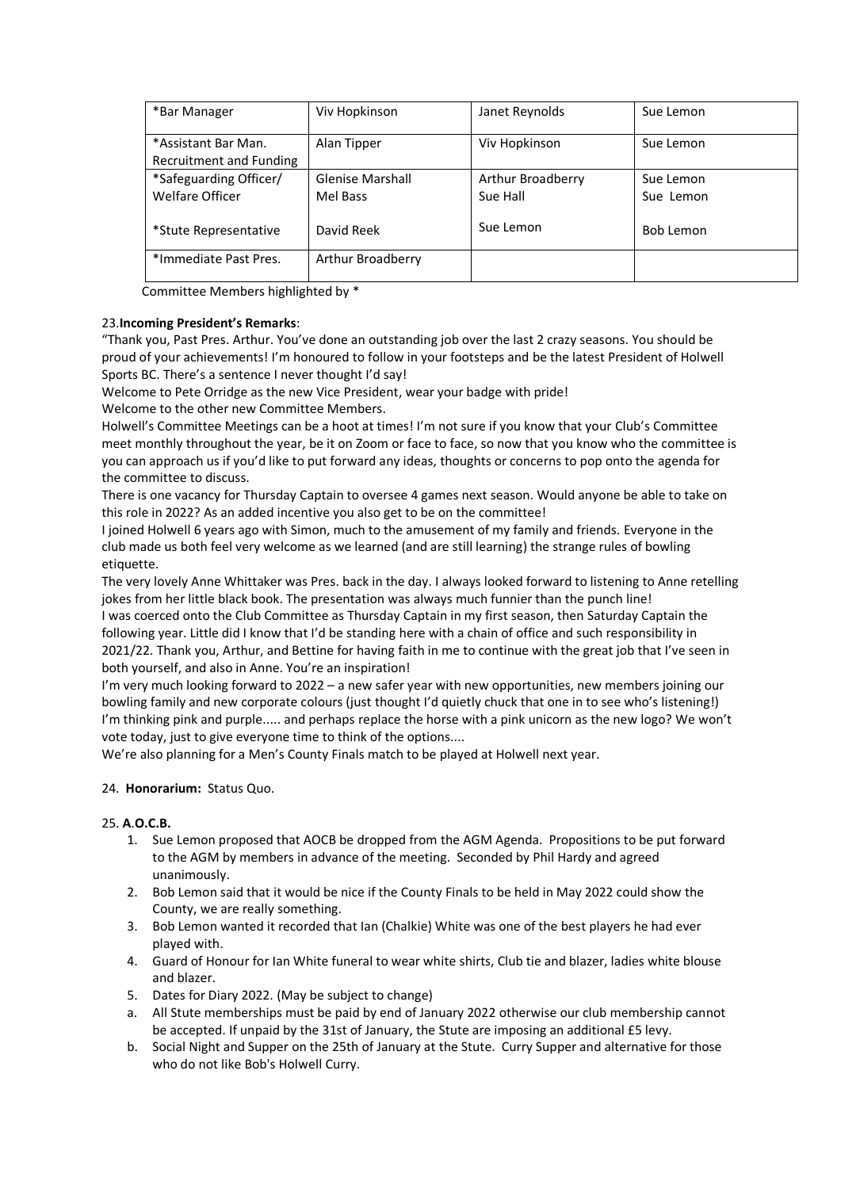| *Bar Manager | Viv Hopkinson | Janet Reynolds | Sue Lemon |
|---|---|---|---|
| *Assistant Bar Man. Recruitment and Funding | Alan Tipper | Viv Hopkinson | Sue Lemon |
| *Safeguarding Officer/ Welfare Officer<br><br>*Stute Representative | Glenise Marshall<br>Mel Bass<br><br>David Reek | Arthur Broadberry<br>Sue Hall<br><br>Sue Lemon | Sue Lemon<br>Sue Lemon<br><br>Bob Lemon |
| *Immediate Past Pres. | Arthur Broadberry | | |

Committee Members highlighted by *

23.**Incoming President's Remarks**:

"Thank you, Past Pres. Arthur. You've done an outstanding job over the last 2 crazy seasons. You should be proud of your achievements! I'm honoured to follow in your footsteps and be the latest President of Holwell Sports BC. There's a sentence I never thought I'd say!

Welcome to Pete Orridge as the new Vice President, wear your badge with pride!

Welcome to the other new Committee Members.

Holwell's Committee Meetings can be a hoot at times! I'm not sure if you know that your Club's Committee meet monthly throughout the year, be it on Zoom or face to face, so now that you know who the committee is you can approach us if you'd like to put forward any ideas, thoughts or concerns to pop onto the agenda for the committee to discuss.

There is one vacancy for Thursday Captain to oversee 4 games next season. Would anyone be able to take on this role in 2022? As an added incentive you also get to be on the committee!

I joined Holwell 6 years ago with Simon, much to the amusement of my family and friends. Everyone in the club made us both feel very welcome as we learned (and are still learning) the strange rules of bowling etiquette.

The very lovely Anne Whittaker was Pres. back in the day. I always looked forward to listening to Anne retelling jokes from her little black book. The presentation was always much funnier than the punch line!

I was coerced onto the Club Committee as Thursday Captain in my first season, then Saturday Captain the following year. Little did I know that I'd be standing here with a chain of office and such responsibility in 2021/22. Thank you, Arthur, and Bettine for having faith in me to continue with the great job that I've seen in both yourself, and also in Anne. You're an inspiration!

I'm very much looking forward to 2022 – a new safer year with new opportunities, new members joining our bowling family and new corporate colours (just thought I'd quietly chuck that one in to see who's listening!) I'm thinking pink and purple..... and perhaps replace the horse with a pink unicorn as the new logo? We won't vote today, just to give everyone time to think of the options....

We're also planning for a Men's County Finals match to be played at Holwell next year.

24. **Honorarium:** Status Quo.

25. **A.O.C.B.**

1. Sue Lemon proposed that AOCB be dropped from the AGM Agenda. Propositions to be put forward to the AGM by members in advance of the meeting. Seconded by Phil Hardy and agreed unanimously.
2. Bob Lemon said that it would be nice if the County Finals to be held in May 2022 could show the County, we are really something.
3. Bob Lemon wanted it recorded that Ian (Chalkie) White was one of the best players he had ever played with.
4. Guard of Honour for Ian White funeral to wear white shirts, Club tie and blazer, ladies white blouse and blazer.
5. Dates for Diary 2022. (May be subject to change)

a. All Stute memberships must be paid by end of January 2022 otherwise our club membership cannot be accepted. If unpaid by the 31st of January, the Stute are imposing an additional £5 levy.

b. Social Night and Supper on the 25th of January at the Stute. Curry Supper and alternative for those who do not like Bob's Holwell Curry.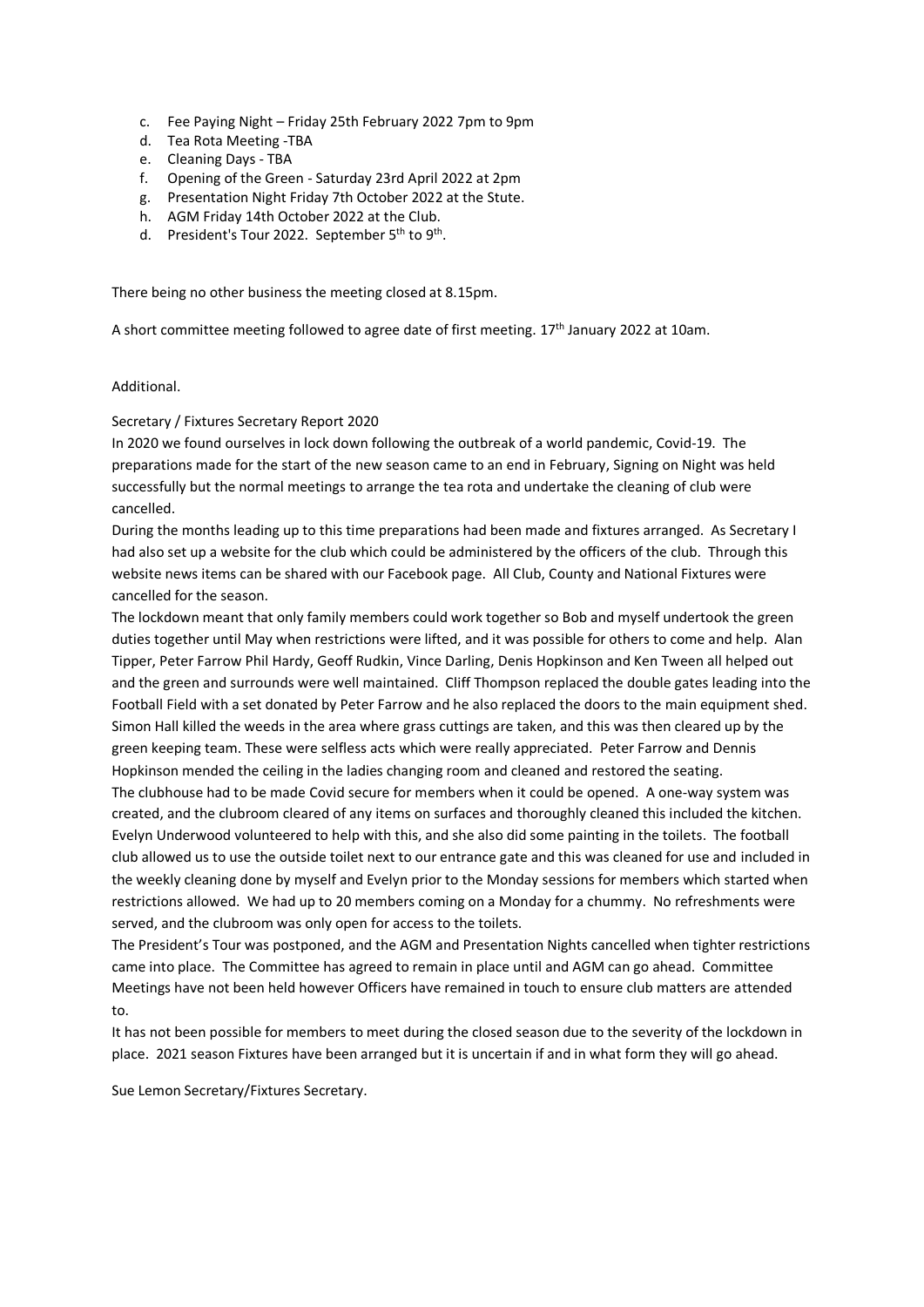c. Fee Paying Night – Friday 25th February 2022 7pm to 9pm
d. Tea Rota Meeting -TBA
e. Cleaning Days - TBA
f. Opening of the Green - Saturday 23rd April 2022 at 2pm
g. Presentation Night Friday 7th October 2022 at the Stute.
h. AGM Friday 14th October 2022 at the Club.
d. President's Tour 2022. September 5th to 9th.

There being no other business the meeting closed at 8.15pm.

A short committee meeting followed to agree date of first meeting. 17th January 2022 at 10am.

Additional.

Secretary / Fixtures Secretary Report 2020

In 2020 we found ourselves in lock down following the outbreak of a world pandemic, Covid-19. The preparations made for the start of the new season came to an end in February, Signing on Night was held successfully but the normal meetings to arrange the tea rota and undertake the cleaning of club were cancelled.

During the months leading up to this time preparations had been made and fixtures arranged. As Secretary I had also set up a website for the club which could be administered by the officers of the club. Through this website news items can be shared with our Facebook page. All Club, County and National Fixtures were cancelled for the season.

The lockdown meant that only family members could work together so Bob and myself undertook the green duties together until May when restrictions were lifted, and it was possible for others to come and help. Alan Tipper, Peter Farrow Phil Hardy, Geoff Rudkin, Vince Darling, Denis Hopkinson and Ken Tween all helped out and the green and surrounds were well maintained. Cliff Thompson replaced the double gates leading into the Football Field with a set donated by Peter Farrow and he also replaced the doors to the main equipment shed. Simon Hall killed the weeds in the area where grass cuttings are taken, and this was then cleared up by the green keeping team. These were selfless acts which were really appreciated. Peter Farrow and Dennis Hopkinson mended the ceiling in the ladies changing room and cleaned and restored the seating.

The clubhouse had to be made Covid secure for members when it could be opened. A one-way system was created, and the clubroom cleared of any items on surfaces and thoroughly cleaned this included the kitchen. Evelyn Underwood volunteered to help with this, and she also did some painting in the toilets. The football club allowed us to use the outside toilet next to our entrance gate and this was cleaned for use and included in the weekly cleaning done by myself and Evelyn prior to the Monday sessions for members which started when restrictions allowed. We had up to 20 members coming on a Monday for a chummy. No refreshments were served, and the clubroom was only open for access to the toilets.

The President's Tour was postponed, and the AGM and Presentation Nights cancelled when tighter restrictions came into place. The Committee has agreed to remain in place until and AGM can go ahead. Committee Meetings have not been held however Officers have remained in touch to ensure club matters are attended to.

It has not been possible for members to meet during the closed season due to the severity of the lockdown in place. 2021 season Fixtures have been arranged but it is uncertain if and in what form they will go ahead.

Sue Lemon Secretary/Fixtures Secretary.